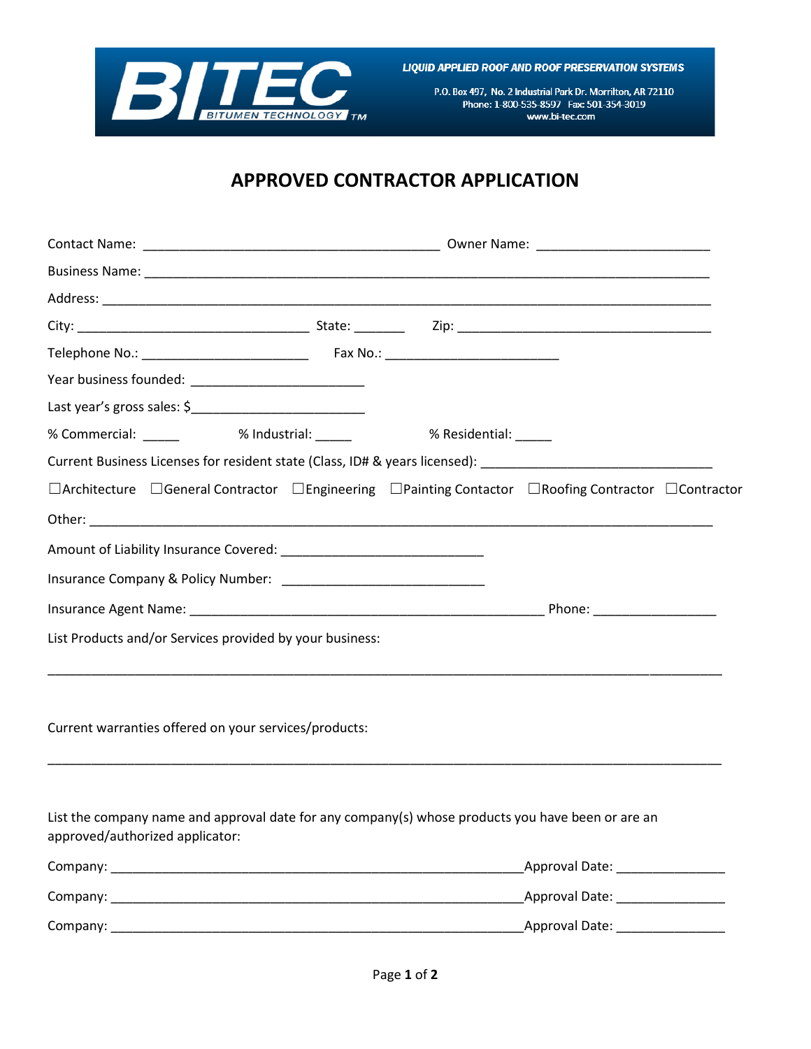**BITEC** BITUMEN TECHNOLOGY ™

***LIQUID APPLIED ROOF AND ROOF PRESERVATION SYSTEMS***

P.O. Box 497, No. 2 Industrial Park Dr. Morrilton, AR 72110
Phone: 1-800-535-8597 Fax: 501-354-3019
www.bi-tec.com

# APPROVED CONTRACTOR APPLICATION

Contact Name: ________________________________________ Owner Name: _______________________

Business Name: _____________________________________________________________________________

Address: _________________________________________________________________________________

City: _______________________________ State: _______ Zip: __________________________________

Telephone No.: ______________________ Fax No.: _______________________

Year business founded: _______________________

Last year's gross sales: $_______________________

% Commercial: _____ % Industrial: _____ % Residential: _____

Current Business Licenses for resident state (Class, ID# & years licensed): ______________________________

☐Architecture ☐General Contractor ☐Engineering ☐Painting Contactor ☐Roofing Contractor ☐Contractor

Other: ___________________________________________________________________________________

Amount of Liability Insurance Covered: ___________________________

Insurance Company & Policy Number: ___________________________

Insurance Agent Name: ________________________________________________ Phone: ________________

List Products and/or Services provided by your business:

___________________________________________________________________________________________

Current warranties offered on your services/products:

___________________________________________________________________________________________

List the company name and approval date for any company(s) whose products you have been or are an approved/authorized applicator:

Company: ________________________________________________________Approval Date: _______________

Company: ________________________________________________________Approval Date: _______________

Company: ________________________________________________________Approval Date: _______________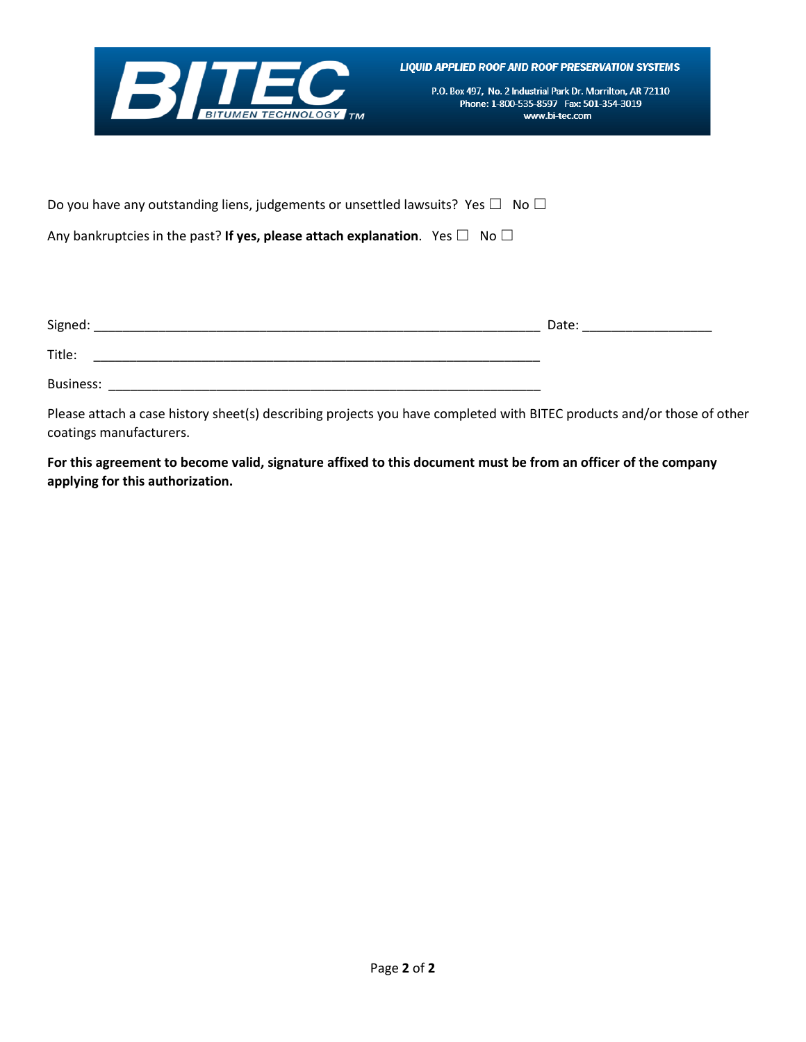LIQUID APPLIED ROOF AND ROOF PRESERVATION SYSTEMS

P.O. Box 497, No. 2 Industrial Park Dr. Morrilton, AR 72110
Phone: 1-800-535-8597 Fax: 501-354-3019
www.bi-tec.com

Do you have any outstanding liens, judgements or unsettled lawsuits? Yes ☐ No ☐

Any bankruptcies in the past? **If yes, please attach explanation**. Yes ☐ No ☐

Signed: _______________________________________________________________ Date: __________________

Title: _______________________________________________________________

Business: _____________________________________________________________

Please attach a case history sheet(s) describing projects you have completed with BITEC products and/or those of other coatings manufacturers.

**For this agreement to become valid, signature affixed to this document must be from an officer of the company applying for this authorization.**